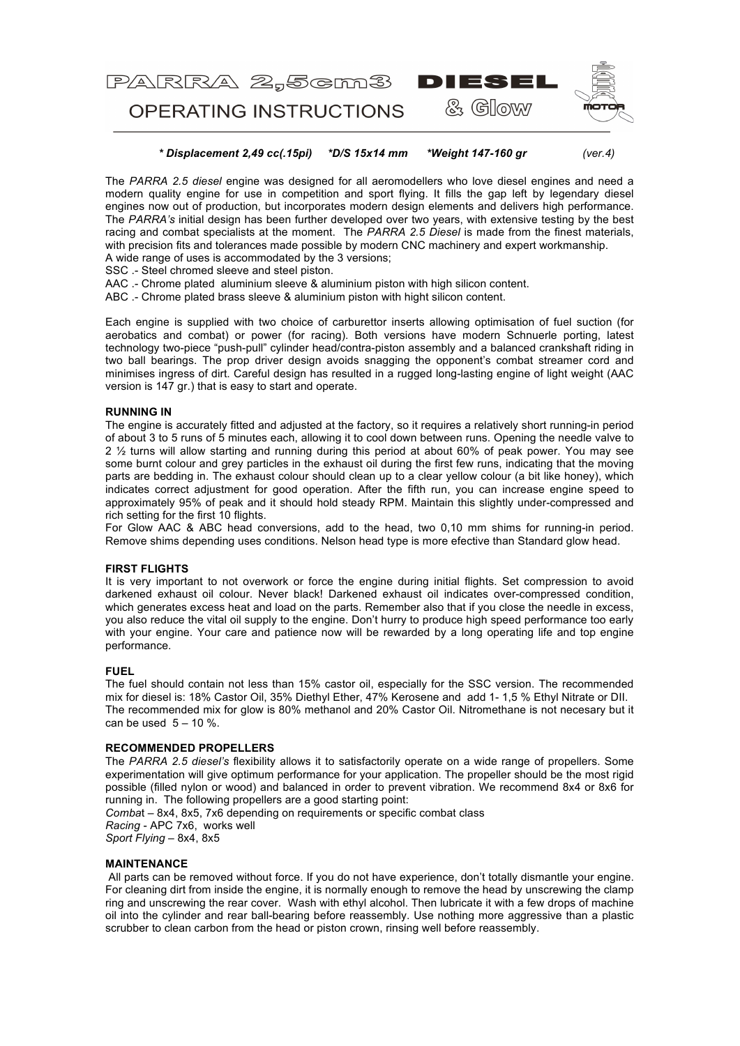# PARRA 2,5cm3 DIESEL & Glow

## OPERATING INSTRUCTIONS

***\* Displacement 2,49 cc(.15pi)  \*D/S 15x14 mm  \*Weight 147-160 gr*** *(ver.4)*

The *PARRA 2.5 diesel* engine was designed for all aeromodellers who love diesel engines and need a modern quality engine for use in competition and sport flying. It fills the gap left by legendary diesel engines now out of production, but incorporates modern design elements and delivers high performance. The *PARRA's* initial design has been further developed over two years, with extensive testing by the best racing and combat specialists at the moment. The *PARRA 2.5 Diesel* is made from the finest materials, with precision fits and tolerances made possible by modern CNC machinery and expert workmanship.
A wide range of uses is accommodated by the 3 versions;
SSC .- Steel chromed sleeve and steel piston.
AAC .- Chrome plated aluminium sleeve & aluminium piston with high silicon content.
ABC .- Chrome plated brass sleeve & aluminium piston with hight silicon content.

Each engine is supplied with two choice of carburettor inserts allowing optimisation of fuel suction (for aerobatics and combat) or power (for racing). Both versions have modern Schnuerle porting, latest technology two-piece "push-pull" cylinder head/contra-piston assembly and a balanced crankshaft riding in two ball bearings. The prop driver design avoids snagging the opponent's combat streamer cord and minimises ingress of dirt. Careful design has resulted in a rugged long-lasting engine of light weight (AAC version is 147 gr.) that is easy to start and operate.

### RUNNING IN

The engine is accurately fitted and adjusted at the factory, so it requires a relatively short running-in period of about 3 to 5 runs of 5 minutes each, allowing it to cool down between runs. Opening the needle valve to 2 ½ turns will allow starting and running during this period at about 60% of peak power. You may see some burnt colour and grey particles in the exhaust oil during the first few runs, indicating that the moving parts are bedding in. The exhaust colour should clean up to a clear yellow colour (a bit like honey), which indicates correct adjustment for good operation. After the fifth run, you can increase engine speed to approximately 95% of peak and it should hold steady RPM. Maintain this slightly under-compressed and rich setting for the first 10 flights.
For Glow AAC & ABC head conversions, add to the head, two 0,10 mm shims for running-in period. Remove shims depending uses conditions. Nelson head type is more efective than Standard glow head.

### FIRST FLIGHTS

It is very important to not overwork or force the engine during initial flights. Set compression to avoid darkened exhaust oil colour. Never black! Darkened exhaust oil indicates over-compressed condition, which generates excess heat and load on the parts. Remember also that if you close the needle in excess, you also reduce the vital oil supply to the engine. Don't hurry to produce high speed performance too early with your engine. Your care and patience now will be rewarded by a long operating life and top engine performance.

### FUEL

The fuel should contain not less than 15% castor oil, especially for the SSC version. The recommended mix for diesel is: 18% Castor Oil, 35% Diethyl Ether, 47% Kerosene and add 1- 1,5 % Ethyl Nitrate or DII. The recommended mix for glow is 80% methanol and 20% Castor Oil. Nitromethane is not necesary but it can be used 5 – 10 %.

### RECOMMENDED PROPELLERS

The *PARRA 2.5 diesel's* flexibility allows it to satisfactorily operate on a wide range of propellers. Some experimentation will give optimum performance for your application. The propeller should be the most rigid possible (filled nylon or wood) and balanced in order to prevent vibration. We recommend 8x4 or 8x6 for running in. The following propellers are a good starting point:
*Combat* – 8x4, 8x5, 7x6 depending on requirements or specific combat class
*Racing* - APC 7x6, works well
*Sport Flying* – 8x4, 8x5

### MAINTENANCE

All parts can be removed without force. If you do not have experience, don't totally dismantle your engine. For cleaning dirt from inside the engine, it is normally enough to remove the head by unscrewing the clamp ring and unscrewing the rear cover. Wash with ethyl alcohol. Then lubricate it with a few drops of machine oil into the cylinder and rear ball-bearing before reassembly. Use nothing more aggressive than a plastic scrubber to clean carbon from the head or piston crown, rinsing well before reassembly.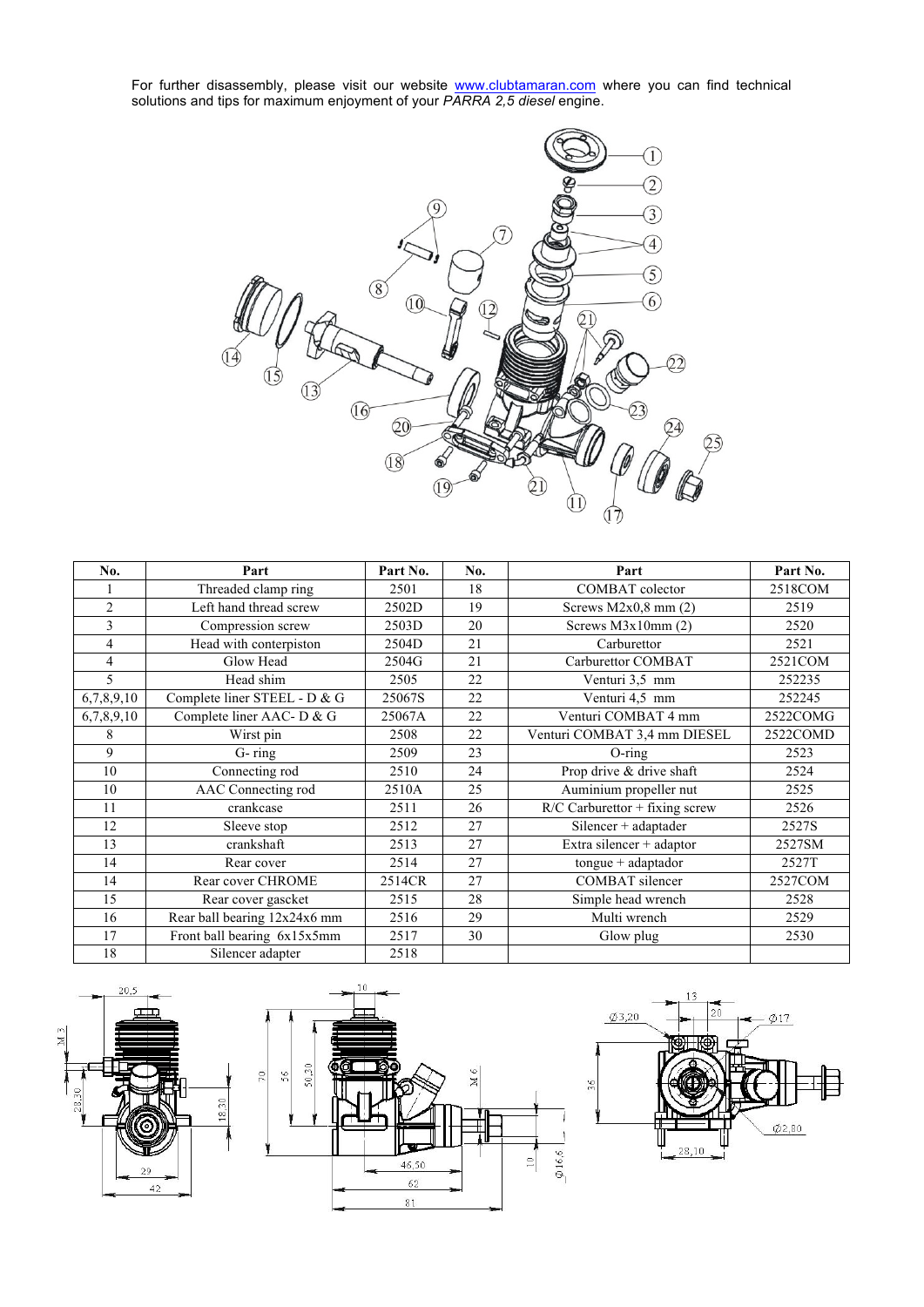For further disassembly, please visit our website www.clubtamaran.com where you can find technical solutions and tips for maximum enjoyment of your *PARRA 2,5 diesel* engine.

1
2
3
4
5
6
7
8
9
10
11
12
13
14
15
16
17
18
19
20
21
21
22
23
24
25

| No. | Part | Part No. | No. | Part | Part No. |
|---|---|---|---|---|---|
| 1 | Threaded clamp ring | 2501 | 18 | COMBAT colector | 2518COM |
| 2 | Left hand thread screw | 2502D | 19 | Screws M2x0,8 mm (2) | 2519 |
| 3 | Compression screw | 2503D | 20 | Screws M3x10mm (2) | 2520 |
| 4 | Head with conterpiston | 2504D | 21 | Carburettor | 2521 |
| 4 | Glow Head | 2504G | 21 | Carburettor COMBAT | 2521COM |
| 5 | Head shim | 2505 | 22 | Venturi 3,5 mm | 252235 |
| 6,7,8,9,10 | Complete liner STEEL - D & G | 25067S | 22 | Venturi 4,5 mm | 252245 |
| 6,7,8,9,10 | Complete liner AAC- D & G | 25067A | 22 | Venturi COMBAT 4 mm | 2522COMG |
| 8 | Wirst pin | 2508 | 22 | Venturi COMBAT 3,4 mm DIESEL | 2522COMD |
| 9 | G- ring | 2509 | 23 | O-ring | 2523 |
| 10 | Connecting rod | 2510 | 24 | Prop drive & drive shaft | 2524 |
| 10 | AAC Connecting rod | 2510A | 25 | Auminium propeller nut | 2525 |
| 11 | crankcase | 2511 | 26 | R/C Carburettor + fixing screw | 2526 |
| 12 | Sleeve stop | 2512 | 27 | Silencer + adaptader | 2527S |
| 13 | crankshaft | 2513 | 27 | Extra silencer + adaptor | 2527SM |
| 14 | Rear cover | 2514 | 27 | tongue + adaptador | 2527T |
| 14 | Rear cover CHROME | 2514CR | 27 | COMBAT silencer | 2527COM |
| 15 | Rear cover gascket | 2515 | 28 | Simple head wrench | 2528 |
| 16 | Rear ball bearing 12x24x6 mm | 2516 | 29 | Multi wrench | 2529 |
| 17 | Front ball bearing 6x15x5mm | 2517 | 30 | Glow plug | 2530 |
| 18 | Silencer adapter | 2518 | | | |

20,5
M 3
28,30
18,30
29
42

10
70
56
50,20
M 6
46,50
62
81
10
Ø16,6

13
20
Ø3,20
Ø17
36
Ø2,80
28,10